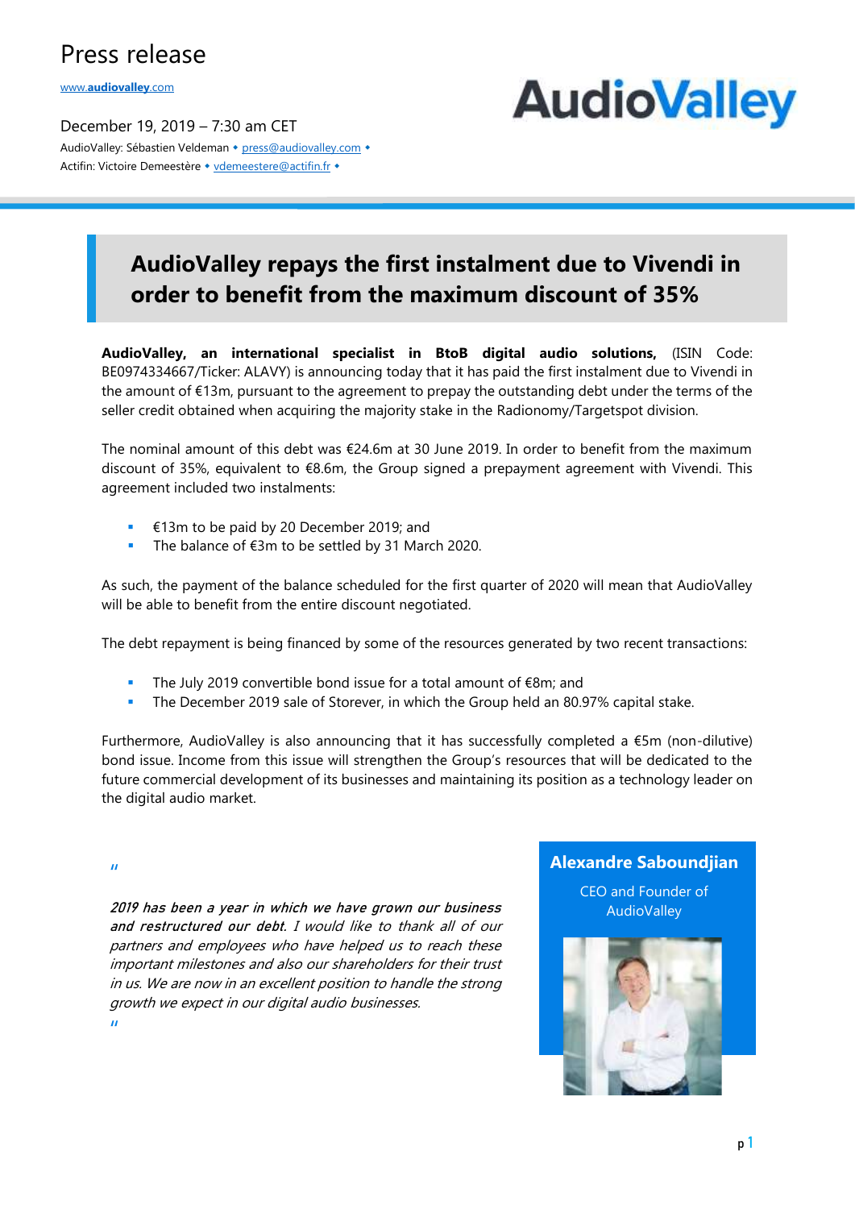# Press release

www.audiovalley.com

December 19, 2019 – 7:30 am CET

AudioValley: Sébastien Veldeman • press@audiovalley.com •
Actifin: Victoire Demeestère • vdemeestere@actifin.fr •

AudioValley

## AudioValley repays the first instalment due to Vivendi in order to benefit from the maximum discount of 35%

**AudioValley, an international specialist in BtoB digital audio solutions,** (ISIN Code: BE0974334667/Ticker: ALAVY) is announcing today that it has paid the first instalment due to Vivendi in the amount of €13m, pursuant to the agreement to prepay the outstanding debt under the terms of the seller credit obtained when acquiring the majority stake in the Radionomy/Targetspot division.

The nominal amount of this debt was €24.6m at 30 June 2019. In order to benefit from the maximum discount of 35%, equivalent to €8.6m, the Group signed a prepayment agreement with Vivendi. This agreement included two instalments:

- €13m to be paid by 20 December 2019; and
- The balance of €3m to be settled by 31 March 2020.

As such, the payment of the balance scheduled for the first quarter of 2020 will mean that AudioValley will be able to benefit from the entire discount negotiated.

The debt repayment is being financed by some of the resources generated by two recent transactions:

- The July 2019 convertible bond issue for a total amount of €8m; and
- The December 2019 sale of Storever, in which the Group held an 80.97% capital stake.

Furthermore, AudioValley is also announcing that it has successfully completed a €5m (non-dilutive) bond issue. Income from this issue will strengthen the Group's resources that will be dedicated to the future commercial development of its businesses and maintaining its position as a technology leader on the digital audio market.

"

*__2019 has been a year in which we have grown our business and restructured our debt__. I would like to thank all of our partners and employees who have helped us to reach these important milestones and also our shareholders for their trust in us. We are now in an excellent position to handle the strong growth we expect in our digital audio businesses.*

"

**Alexandre Saboundjian**

CEO and Founder of AudioValley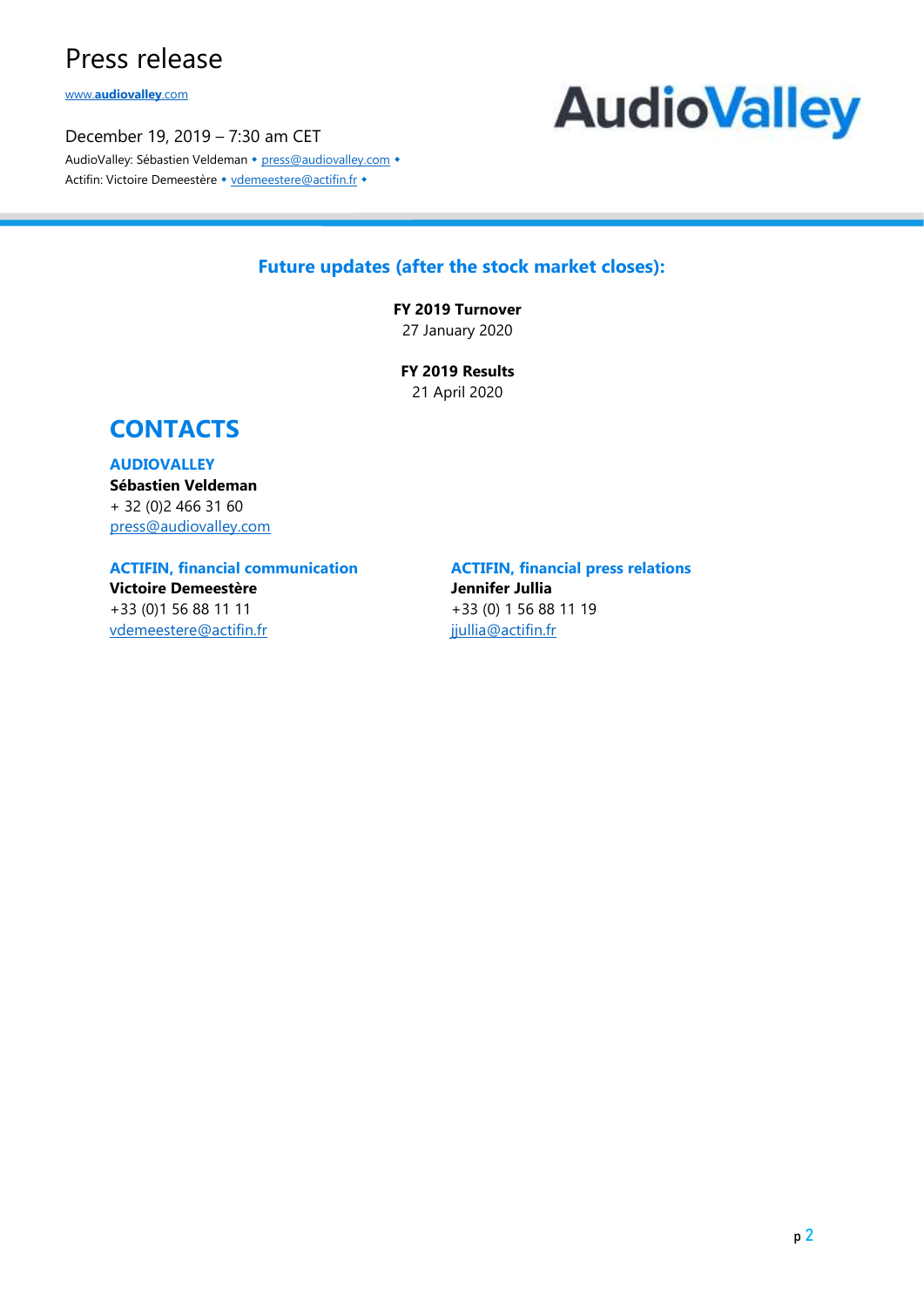# Press release

www.audiovalley.com

December 19, 2019 – 7:30 am CET

AudioValley: Sébastien Veldeman • press@audiovalley.com •
Actifin: Victoire Demeestère • vdemeestere@actifin.fr •

### Future updates (after the stock market closes):

**FY 2019 Turnover**
27 January 2020

**FY 2019 Results**
21 April 2020

## CONTACTS

### AUDIOVALLEY

**Sébastien Veldeman**
+ 32 (0)2 466 31 60
press@audiovalley.com

### ACTIFIN, financial communication

**Victoire Demeestère**
+33 (0)1 56 88 11 11
vdemeestere@actifin.fr

### ACTIFIN, financial press relations

**Jennifer Jullia**
+33 (0) 1 56 88 11 19
jjullia@actifin.fr